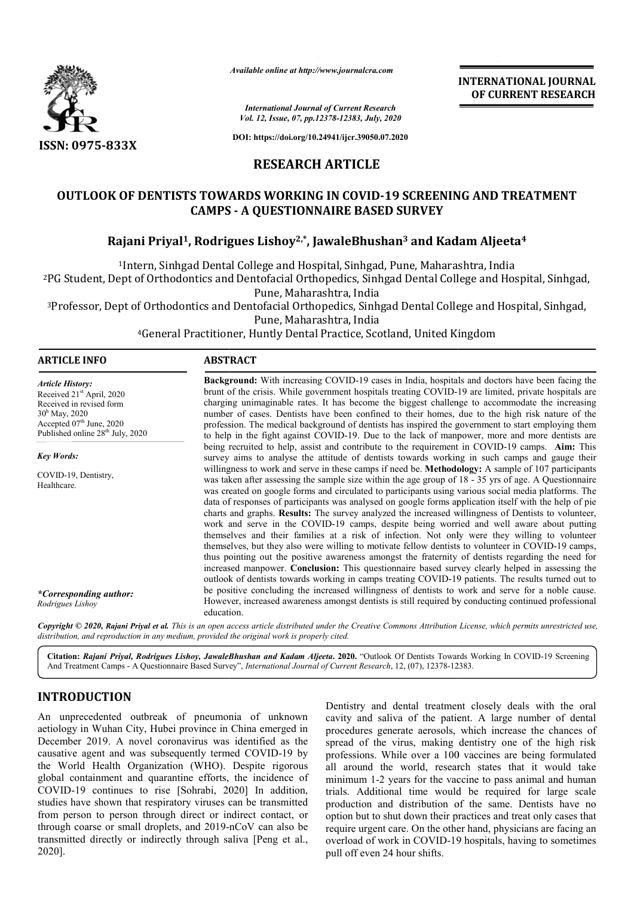**RESEARCH ARTICLE**

# OUTLOOK OF DENTISTS TOWARDS WORKING IN COVID-19 SCREENING AND TREATMENT CAMPS - A QUESTIONNAIRE BASED SURVEY

**Rajani Priyal[1], Rodrigues Lishoy[2,*], JawaleBhushan[3] and Kadam Aljeeta[4]**

[1]Intern, Sinhgad Dental College and Hospital, Sinhgad, Pune, Maharashtra, India

[2]PG Student, Dept of Orthodontics and Dentofacial Orthopedics, Sinhgad Dental College and Hospital, Sinhgad, Pune, Maharashtra, India

[3]Professor, Dept of Orthodontics and Dentofacial Orthopedics, Sinhgad Dental College and Hospital, Sinhgad, Pune, Maharashtra, India

[4]General Practitioner, Huntly Dental Practice, Scotland, United Kingdom

## ARTICLE INFO

*Article History:*
Received 21st April, 2020
Received in revised form
30th May, 2020
Accepted 07th June, 2020
Published online 28th July, 2020

*Key Words:*
COVID-19, Dentistry, Healthcare.

*\*Corresponding author:*
*Rodrigues Lishoy*

## ABSTRACT

**Background:** With increasing COVID-19 cases in India, hospitals and doctors have been facing the brunt of the crisis. While government hospitals treating COVID-19 are limited, private hospitals are charging unimaginable rates. It has become the biggest challenge to accommodate the increasing number of cases. Dentists have been confined to their homes, due to the high risk nature of the profession. The medical background of dentists has inspired the government to start employing them to help in the fight against COVID-19. Due to the lack of manpower, more and more dentists are being recruited to help, assist and contribute to the requirement in COVID-19 camps. **Aim:** This survey aims to analyse the attitude of dentists towards working in such camps and gauge their willingness to work and serve in these camps if need be. **Methodology:** A sample of 107 participants was taken after assessing the sample size within the age group of 18 - 35 yrs of age. A Questionnaire was created on google forms and circulated to participants using various social media platforms. The data of responses of participants was analysed on google forms application itself with the help of pie charts and graphs. **Results:** The survey analyzed the increased willingness of Dentists to volunteer, work and serve in the COVID-19 camps, despite being worried and well aware about putting themselves and their families at a risk of infection. Not only were they willing to volunteer themselves, but they also were willing to motivate fellow dentists to volunteer in COVID-19 camps, thus pointing out the positive awareness amongst the fraternity of dentists regarding the need for increased manpower. **Conclusion:** This questionnaire based survey clearly helped in assessing the outlook of dentists towards working in camps treating COVID-19 patients. The results turned out to be positive concluding the increased willingness of dentists to work and serve for a noble cause. However, increased awareness amongst dentists is still required by conducting continued professional education.

*Copyright © 2020, Rajani Priyal et al. This is an open access article distributed under the Creative Commons Attribution License, which permits unrestricted use, distribution, and reproduction in any medium, provided the original work is properly cited.*

**Citation:** *Rajani Priyal, Rodrigues Lishoy, JawaleBhushan and Kadam Aljeeta.* **2020.** "Outlook Of Dentists Towards Working In COVID-19 Screening And Treatment Camps - A Questionnaire Based Survey", *International Journal of Current Research*, 12, (07), 12378-12383.

## INTRODUCTION

An unprecedented outbreak of pneumonia of unknown aetiology in Wuhan City, Hubei province in China emerged in December 2019. A novel coronavirus was identified as the causative agent and was subsequently termed COVID-19 by the World Health Organization (WHO). Despite rigorous global containment and quarantine efforts, the incidence of COVID-19 continues to rise [Sohrabi, 2020] In addition, studies have shown that respiratory viruses can be transmitted from person to person through direct or indirect contact, or through coarse or small droplets, and 2019-nCoV can also be transmitted directly or indirectly through saliva [Peng et al., 2020].

Dentistry and dental treatment closely deals with the oral cavity and saliva of the patient. A large number of dental procedures generate aerosols, which increase the chances of spread of the virus, making dentistry one of the high risk professions. While over a 100 vaccines are being formulated all around the world, research states that it would take minimum 1-2 years for the vaccine to pass animal and human trials. Additional time would be required for large scale production and distribution of the same. Dentists have no option but to shut down their practices and treat only cases that require urgent care. On the other hand, physicians are facing an overload of work in COVID-19 hospitals, having to sometimes pull off even 24 hour shifts.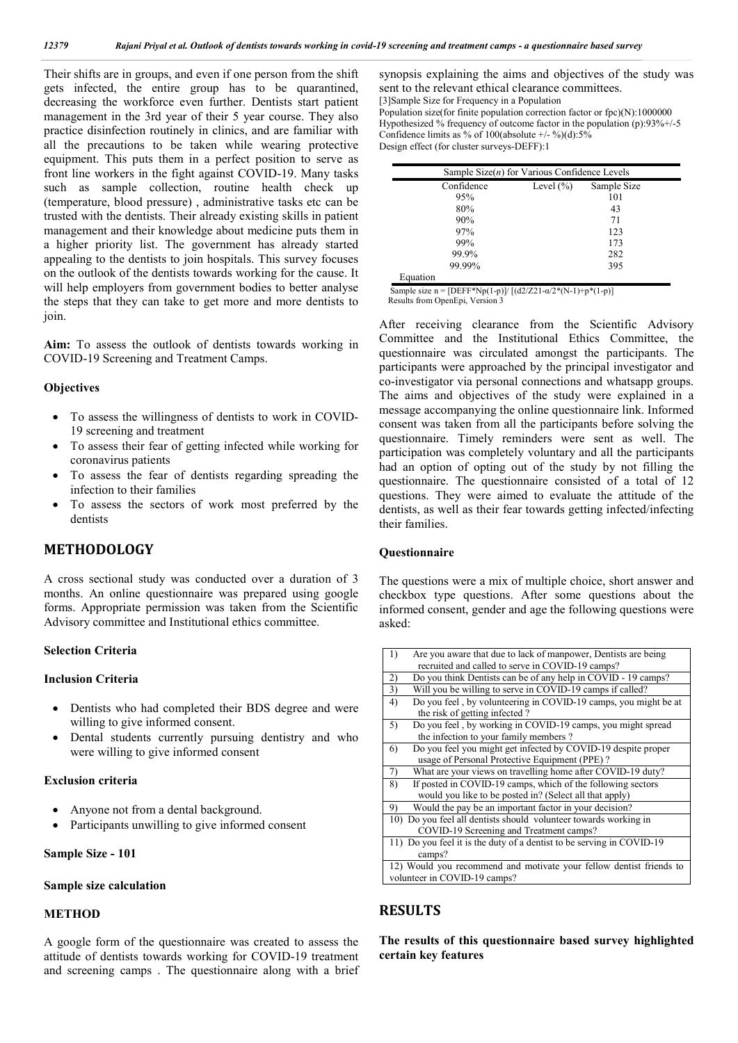Their shifts are in groups, and even if one person from the shift gets infected, the entire group has to be quarantined, decreasing the workforce even further. Dentists start patient management in the 3rd year of their 5 year course. They also practice disinfection routinely in clinics, and are familiar with all the precautions to be taken while wearing protective equipment. This puts them in a perfect position to serve as front line workers in the fight against COVID-19. Many tasks such as sample collection, routine health check up (temperature, blood pressure) , administrative tasks etc can be trusted with the dentists. Their already existing skills in patient management and their knowledge about medicine puts them in a higher priority list. The government has already started appealing to the dentists to join hospitals. This survey focuses on the outlook of the dentists towards working for the cause. It will help employers from government bodies to better analyse the steps that they can take to get more and more dentists to join.

**Aim:** To assess the outlook of dentists towards working in COVID-19 Screening and Treatment Camps.

### Objectives

- To assess the willingness of dentists to work in COVID-19 screening and treatment
- To assess their fear of getting infected while working for coronavirus patients
- To assess the fear of dentists regarding spreading the infection to their families
- To assess the sectors of work most preferred by the dentists

## METHODOLOGY

A cross sectional study was conducted over a duration of 3 months. An online questionnaire was prepared using google forms. Appropriate permission was taken from the Scientific Advisory committee and Institutional ethics committee.

### Selection Criteria

### Inclusion Criteria

- Dentists who had completed their BDS degree and were willing to give informed consent.
- Dental students currently pursuing dentistry and who were willing to give informed consent

### Exclusion criteria

- Anyone not from a dental background.
- Participants unwilling to give informed consent

### Sample Size - 101

### Sample size calculation

### METHOD

A google form of the questionnaire was created to assess the attitude of dentists towards working for COVID-19 treatment and screening camps . The questionnaire along with a brief synopsis explaining the aims and objectives of the study was sent to the relevant ethical clearance committees.

[3]Sample Size for Frequency in a Population

Population size(for finite population correction factor or fpc)(N):1000000

Hypothesized % frequency of outcome factor in the population (p):93%+/-5

Confidence limits as % of 100(absolute +/- %)(d):5%

Design effect (for cluster surveys-DEFF):1

| Sample Size($n$) for Various Confidence Levels | | |
|---|---|---|
| Confidence | Level (%) | Sample Size |
| 95% | | 101 |
| 80% | | 43 |
| 90% | | 71 |
| 97% | | 123 |
| 99% | | 173 |
| 99.9% | | 282 |
| 99.99% | | 395 |
| Equation | | |

Sample size n = [DEFF*Np(1-p)]/ [(d2/Z21-α/2*(N-1)+p*(1-p)]

Results from OpenEpi, Version 3

After receiving clearance from the Scientific Advisory Committee and the Institutional Ethics Committee, the questionnaire was circulated amongst the participants. The participants were approached by the principal investigator and co-investigator via personal connections and whatsapp groups. The aims and objectives of the study were explained in a message accompanying the online questionnaire link. Informed consent was taken from all the participants before solving the questionnaire. Timely reminders were sent as well. The participation was completely voluntary and all the participants had an option of opting out of the study by not filling the questionnaire. The questionnaire consisted of a total of 12 questions. They were aimed to evaluate the attitude of the dentists, as well as their fear towards getting infected/infecting their families.

### Questionnaire

The questions were a mix of multiple choice, short answer and checkbox type questions. After some questions about the informed consent, gender and age the following questions were asked:

| | |
|---|---|
| 1) | Are you aware that due to lack of manpower, Dentists are being recruited and called to serve in COVID-19 camps? |
| 2) | Do you think Dentists can be of any help in COVID - 19 camps? |
| 3) | Will you be willing to serve in COVID-19 camps if called? |
| 4) | Do you feel , by volunteering in COVID-19 camps, you might be at the risk of getting infected ? |
| 5) | Do you feel , by working in COVID-19 camps, you might spread the infection to your family members ? |
| 6) | Do you feel you might get infected by COVID-19 despite proper usage of Personal Protective Equipment (PPE) ? |
| 7) | What are your views on travelling home after COVID-19 duty? |
| 8) | If posted in COVID-19 camps, which of the following sectors would you like to be posted in? (Select all that apply) |
| 9) | Would the pay be an important factor in your decision? |
| 10) | Do you feel all dentists should volunteer towards working in COVID-19 Screening and Treatment camps? |
| 11) | Do you feel it is the duty of a dentist to be serving in COVID-19 camps? |
| 12) | Would you recommend and motivate your fellow dentist friends to volunteer in COVID-19 camps? |

## RESULTS

**The results of this questionnaire based survey highlighted certain key features**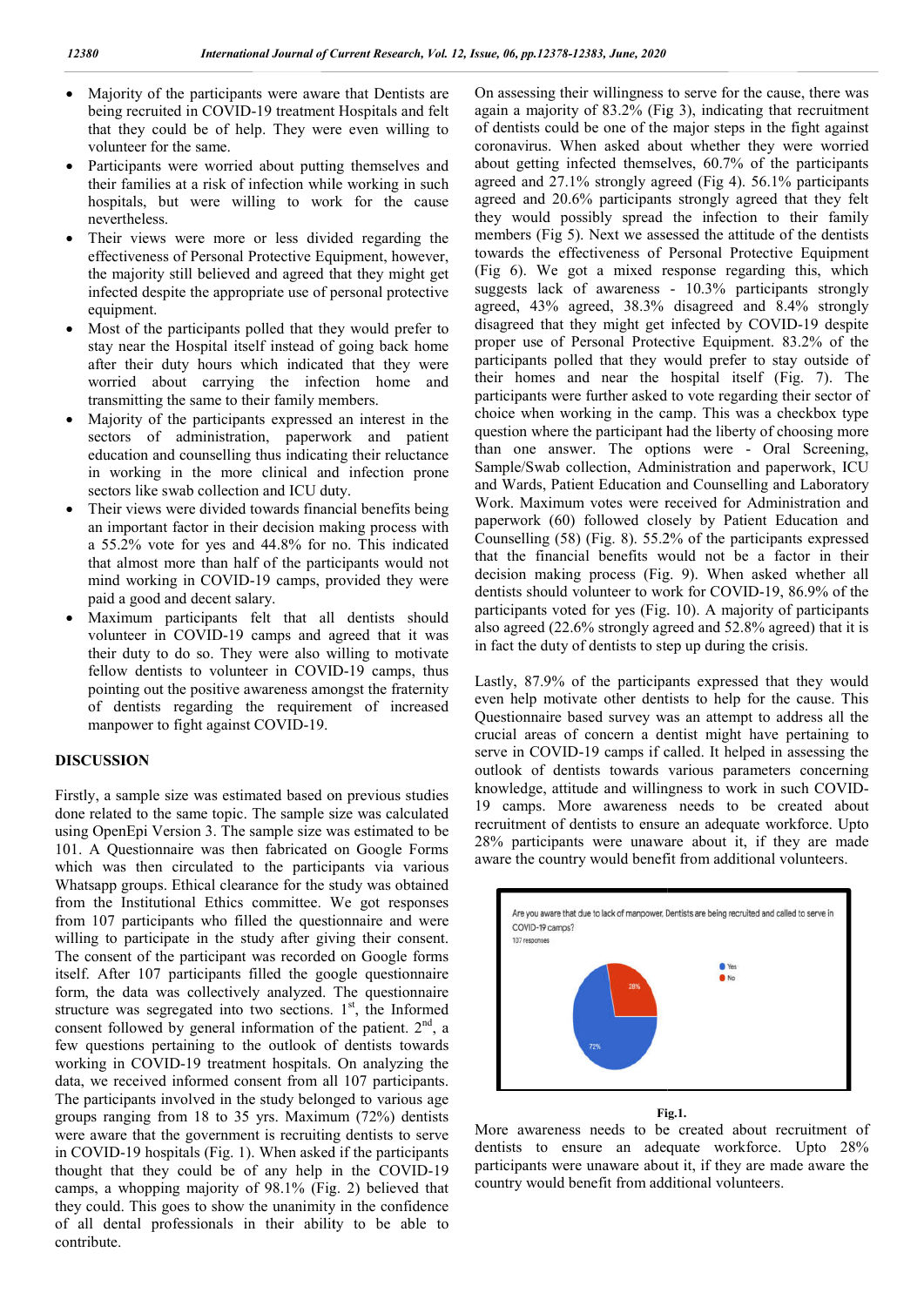- Majority of the participants were aware that Dentists are being recruited in COVID-19 treatment Hospitals and felt that they could be of help. They were even willing to volunteer for the same.
- Participants were worried about putting themselves and their families at a risk of infection while working in such hospitals, but were willing to work for the cause nevertheless.
- Their views were more or less divided regarding the effectiveness of Personal Protective Equipment, however, the majority still believed and agreed that they might get infected despite the appropriate use of personal protective equipment.
- Most of the participants polled that they would prefer to stay near the Hospital itself instead of going back home after their duty hours which indicated that they were worried about carrying the infection home and transmitting the same to their family members.
- Majority of the participants expressed an interest in the sectors of administration, paperwork and patient education and counselling thus indicating their reluctance in working in the more clinical and infection prone sectors like swab collection and ICU duty.
- Their views were divided towards financial benefits being an important factor in their decision making process with a 55.2% vote for yes and 44.8% for no. This indicated that almost more than half of the participants would not mind working in COVID-19 camps, provided they were paid a good and decent salary.
- Maximum participants felt that all dentists should volunteer in COVID-19 camps and agreed that it was their duty to do so. They were also willing to motivate fellow dentists to volunteer in COVID-19 camps, thus pointing out the positive awareness amongst the fraternity of dentists regarding the requirement of increased manpower to fight against COVID-19.

## DISCUSSION

Firstly, a sample size was estimated based on previous studies done related to the same topic. The sample size was calculated using OpenEpi Version 3. The sample size was estimated to be 101. A Questionnaire was then fabricated on Google Forms which was then circulated to the participants via various Whatsapp groups. Ethical clearance for the study was obtained from the Institutional Ethics committee. We got responses from 107 participants who filled the questionnaire and were willing to participate in the study after giving their consent. The consent of the participant was recorded on Google forms itself. After 107 participants filled the google questionnaire form, the data was collectively analyzed. The questionnaire structure was segregated into two sections. 1st, the Informed consent followed by general information of the patient. 2nd, a few questions pertaining to the outlook of dentists towards working in COVID-19 treatment hospitals. On analyzing the data, we received informed consent from all 107 participants. The participants involved in the study belonged to various age groups ranging from 18 to 35 yrs. Maximum (72%) dentists were aware that the government is recruiting dentists to serve in COVID-19 hospitals (Fig. 1). When asked if the participants thought that they could be of any help in the COVID-19 camps, a whopping majority of 98.1% (Fig. 2) believed that they could. This goes to show the unanimity in the confidence of all dental professionals in their ability to be able to contribute.

On assessing their willingness to serve for the cause, there was again a majority of 83.2% (Fig 3), indicating that recruitment of dentists could be one of the major steps in the fight against coronavirus. When asked about whether they were worried about getting infected themselves, 60.7% of the participants agreed and 27.1% strongly agreed (Fig 4). 56.1% participants agreed and 20.6% participants strongly agreed that they felt they would possibly spread the infection to their family members (Fig 5). Next we assessed the attitude of the dentists towards the effectiveness of Personal Protective Equipment (Fig 6). We got a mixed response regarding this, which suggests lack of awareness - 10.3% participants strongly agreed, 43% agreed, 38.3% disagreed and 8.4% strongly disagreed that they might get infected by COVID-19 despite proper use of Personal Protective Equipment. 83.2% of the participants polled that they would prefer to stay outside of their homes and near the hospital itself (Fig. 7). The participants were further asked to vote regarding their sector of choice when working in the camp. This was a checkbox type question where the participant had the liberty of choosing more than one answer. The options were - Oral Screening, Sample/Swab collection, Administration and paperwork, ICU and Wards, Patient Education and Counselling and Laboratory Work. Maximum votes were received for Administration and paperwork (60) followed closely by Patient Education and Counselling (58) (Fig. 8). 55.2% of the participants expressed that the financial benefits would not be a factor in their decision making process (Fig. 9). When asked whether all dentists should volunteer to work for COVID-19, 86.9% of the participants voted for yes (Fig. 10). A majority of participants also agreed (22.6% strongly agreed and 52.8% agreed) that it is in fact the duty of dentists to step up during the crisis.

Lastly, 87.9% of the participants expressed that they would even help motivate other dentists to help for the cause. This Questionnaire based survey was an attempt to address all the crucial areas of concern a dentist might have pertaining to serve in COVID-19 camps if called. It helped in assessing the outlook of dentists towards various parameters concerning knowledge, attitude and willingness to work in such COVID-19 camps. More awareness needs to be created about recruitment of dentists to ensure an adequate workforce. Upto 28% participants were unaware about it, if they are made aware the country would benefit from additional volunteers.

Fig.1.

More awareness needs to be created about recruitment of dentists to ensure an adequate workforce. Upto 28% participants were unaware about it, if they are made aware the country would benefit from additional volunteers.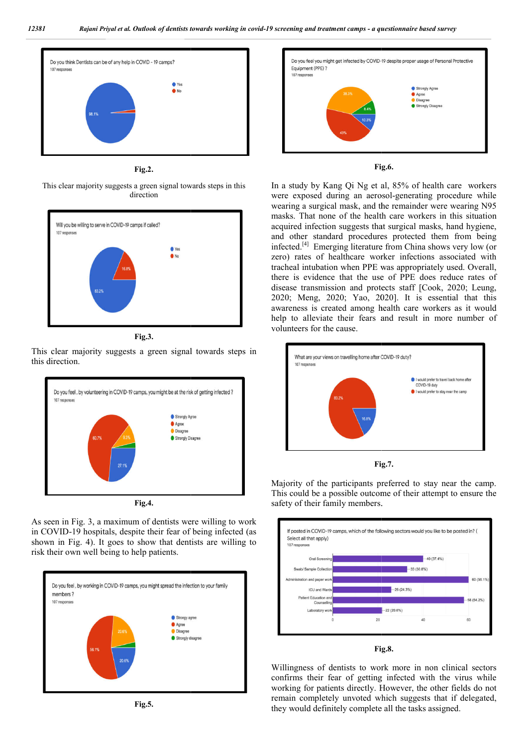Fig.2.

This clear majority suggests a green signal towards steps in this direction

Fig.3.

This clear majority suggests a green signal towards steps in this direction.

Fig.4.

As seen in Fig. 3, a maximum of dentists were willing to work in COVID-19 hospitals, despite their fear of being infected (as shown in Fig. 4). It goes to show that dentists are willing to risk their own well being to help patients.

Fig.5.

Fig.6.

In a study by Kang Qi Ng et al, 85% of health care workers were exposed during an aerosol-generating procedure while wearing a surgical mask, and the remainder were wearing N95 masks. That none of the health care workers in this situation acquired infection suggests that surgical masks, hand hygiene, and other standard procedures protected them from being infected.[4] Emerging literature from China shows very low (or zero) rates of healthcare worker infections associated with tracheal intubation when PPE was appropriately used. Overall, there is evidence that the use of PPE does reduce rates of disease transmission and protects staff [Cook, 2020; Leung, 2020; Meng, 2020; Yao, 2020]. It is essential that this awareness is created among health care workers as it would help to alleviate their fears and result in more number of volunteers for the cause.

Fig.7.

Majority of the participants preferred to stay near the camp. This could be a possible outcome of their attempt to ensure the safety of their family members.

Fig.8.

Willingness of dentists to work more in non clinical sectors confirms their fear of getting infected with the virus while working for patients directly. However, the other fields do not remain completely unvoted which suggests that if delegated, they would definitely complete all the tasks assigned.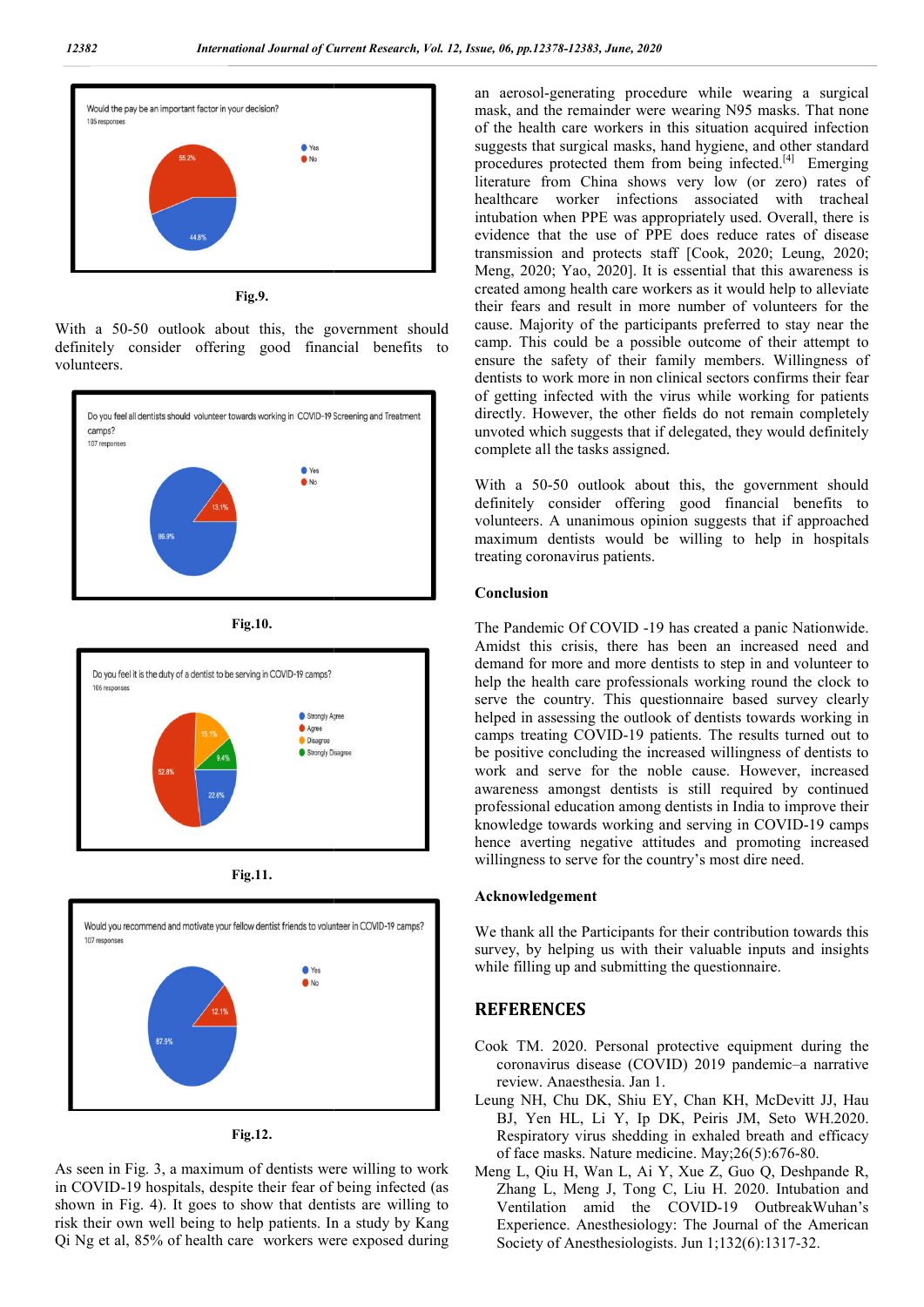Fig.9.

With a 50-50 outlook about this, the government should definitely consider offering good financial benefits to volunteers.

Fig.10.

Fig.11.

Fig.12.

As seen in Fig. 3, a maximum of dentists were willing to work in COVID-19 hospitals, despite their fear of being infected (as shown in Fig. 4). It goes to show that dentists are willing to risk their own well being to help patients. In a study by Kang Qi Ng et al, 85% of health care workers were exposed during an aerosol-generating procedure while wearing a surgical mask, and the remainder were wearing N95 masks. That none of the health care workers in this situation acquired infection suggests that surgical masks, hand hygiene, and other standard procedures protected them from being infected.[4] Emerging literature from China shows very low (or zero) rates of healthcare worker infections associated with tracheal intubation when PPE was appropriately used. Overall, there is evidence that the use of PPE does reduce rates of disease transmission and protects staff [Cook, 2020; Leung, 2020; Meng, 2020; Yao, 2020]. It is essential that this awareness is created among health care workers as it would help to alleviate their fears and result in more number of volunteers for the cause. Majority of the participants preferred to stay near the camp. This could be a possible outcome of their attempt to ensure the safety of their family members. Willingness of dentists to work more in non clinical sectors confirms their fear of getting infected with the virus while working for patients directly. However, the other fields do not remain completely unvoted which suggests that if delegated, they would definitely complete all the tasks assigned.

With a 50-50 outlook about this, the government should definitely consider offering good financial benefits to volunteers. A unanimous opinion suggests that if approached maximum dentists would be willing to help in hospitals treating coronavirus patients.

## Conclusion

The Pandemic Of COVID -19 has created a panic Nationwide. Amidst this crisis, there has been an increased need and demand for more and more dentists to step in and volunteer to help the health care professionals working round the clock to serve the country. This questionnaire based survey clearly helped in assessing the outlook of dentists towards working in camps treating COVID-19 patients. The results turned out to be positive concluding the increased willingness of dentists to work and serve for the noble cause. However, increased awareness amongst dentists is still required by continued professional education among dentists in India to improve their knowledge towards working and serving in COVID-19 camps hence averting negative attitudes and promoting increased willingness to serve for the country's most dire need.

## Acknowledgement

We thank all the Participants for their contribution towards this survey, by helping us with their valuable inputs and insights while filling up and submitting the questionnaire.

## REFERENCES

Cook TM. 2020. Personal protective equipment during the coronavirus disease (COVID) 2019 pandemic–a narrative review. Anaesthesia. Jan 1.

Leung NH, Chu DK, Shiu EY, Chan KH, McDevitt JJ, Hau BJ, Yen HL, Li Y, Ip DK, Peiris JM, Seto WH.2020. Respiratory virus shedding in exhaled breath and efficacy of face masks. Nature medicine. May;26(5):676-80.

Meng L, Qiu H, Wan L, Ai Y, Xue Z, Guo Q, Deshpande R, Zhang L, Meng J, Tong C, Liu H. 2020. Intubation and Ventilation amid the COVID-19 OutbreakWuhan's Experience. Anesthesiology: The Journal of the American Society of Anesthesiologists. Jun 1;132(6):1317-32.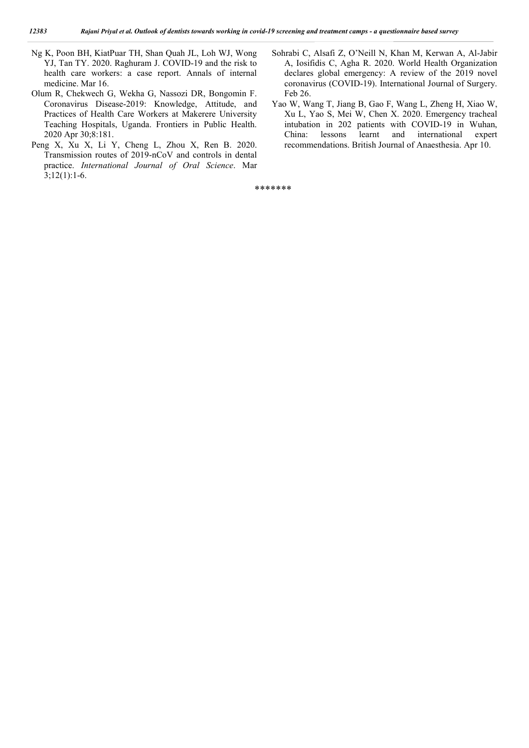Ng K, Poon BH, KiatPuar TH, Shan Quah JL, Loh WJ, Wong YJ, Tan TY. 2020. Raghuram J. COVID-19 and the risk to health care workers: a case report. Annals of internal medicine. Mar 16.

Olum R, Chekwech G, Wekha G, Nassozi DR, Bongomin F. Coronavirus Disease-2019: Knowledge, Attitude, and Practices of Health Care Workers at Makerere University Teaching Hospitals, Uganda. Frontiers in Public Health. 2020 Apr 30;8:181.

Peng X, Xu X, Li Y, Cheng L, Zhou X, Ren B. 2020. Transmission routes of 2019-nCoV and controls in dental practice. *International Journal of Oral Science*. Mar 3;12(1):1-6.

Sohrabi C, Alsafi Z, O'Neill N, Khan M, Kerwan A, Al-Jabir A, Iosifidis C, Agha R. 2020. World Health Organization declares global emergency: A review of the 2019 novel coronavirus (COVID-19). International Journal of Surgery. Feb 26.

Yao W, Wang T, Jiang B, Gao F, Wang L, Zheng H, Xiao W, Xu L, Yao S, Mei W, Chen X. 2020. Emergency tracheal intubation in 202 patients with COVID-19 in Wuhan, China: lessons learnt and international expert recommendations. British Journal of Anaesthesia. Apr 10.

*******